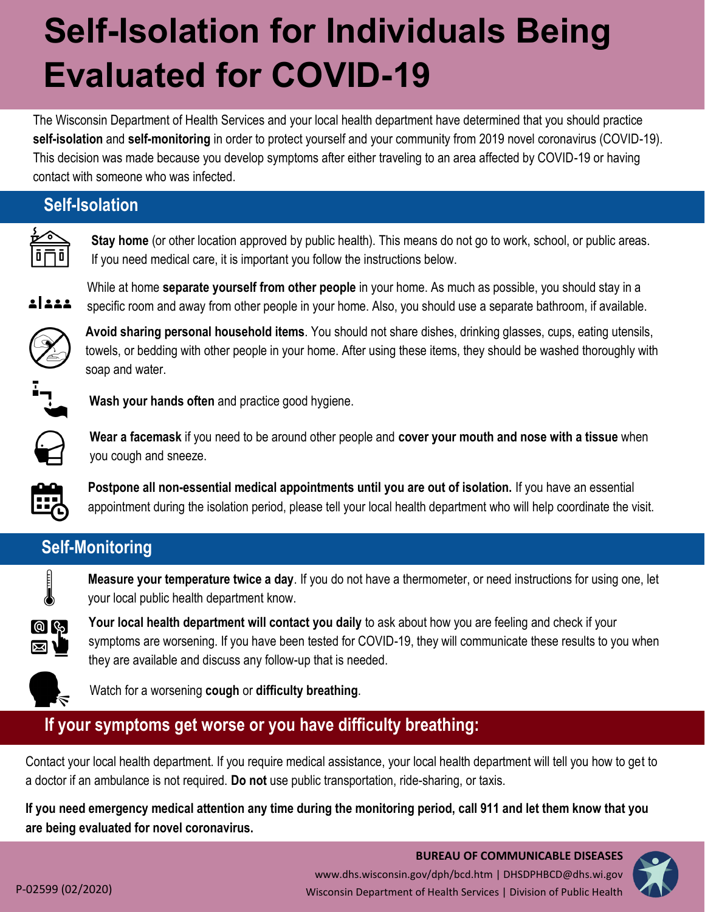# Self-Isolation for Individuals Being Evaluated for COVID-19

The Wisconsin Department of Health Services and your local health department have determined that you should practice **self-isolation** and **self-monitoring** in order to protect yourself and your community from 2019 novel coronavirus (COVID-19). This decision was made because you develop symptoms after either traveling to an area affected by COVID-19 or having contact with someone who was infected.

## Self-Isolation

**Stay home** (or other location approved by public health). This means do not go to work, school, or public areas. If you need medical care, it is important you follow the instructions below.

While at home **separate yourself from other people** in your home. As much as possible, you should stay in a specific room and away from other people in your home. Also, you should use a separate bathroom, if available.

**Avoid sharing personal household items**. You should not share dishes, drinking glasses, cups, eating utensils, towels, or bedding with other people in your home. After using these items, they should be washed thoroughly with soap and water.

**Wash your hands often** and practice good hygiene.

**Wear a facemask** if you need to be around other people and **cover your mouth and nose with a tissue** when you cough and sneeze.

**Postpone all non-essential medical appointments until you are out of isolation.** If you have an essential appointment during the isolation period, please tell your local health department who will help coordinate the visit.

## Self-Monitoring

**Measure your temperature twice a day**. If you do not have a thermometer, or need instructions for using one, let your local public health department know.

**Your local health department will contact you daily** to ask about how you are feeling and check if your symptoms are worsening. If you have been tested for COVID-19, they will communicate these results to you when they are available and discuss any follow-up that is needed.

Watch for a worsening **cough** or **difficulty breathing**.

## If your symptoms get worse or you have difficulty breathing:

Contact your local health department. If you require medical assistance, your local health department will tell you how to get to a doctor if an ambulance is not required. **Do not** use public transportation, ride-sharing, or taxis.

**If you need emergency medical attention any time during the monitoring period, call 911 and let them know that you are being evaluated for novel coronavirus.**

**BUREAU OF COMMUNICABLE DISEASES**
www.dhs.wisconsin.gov/dph/bcd.htm | DHSDPHBCD@dhs.wi.gov
Wisconsin Department of Health Services | Division of Public Health

P-02599 (02/2020)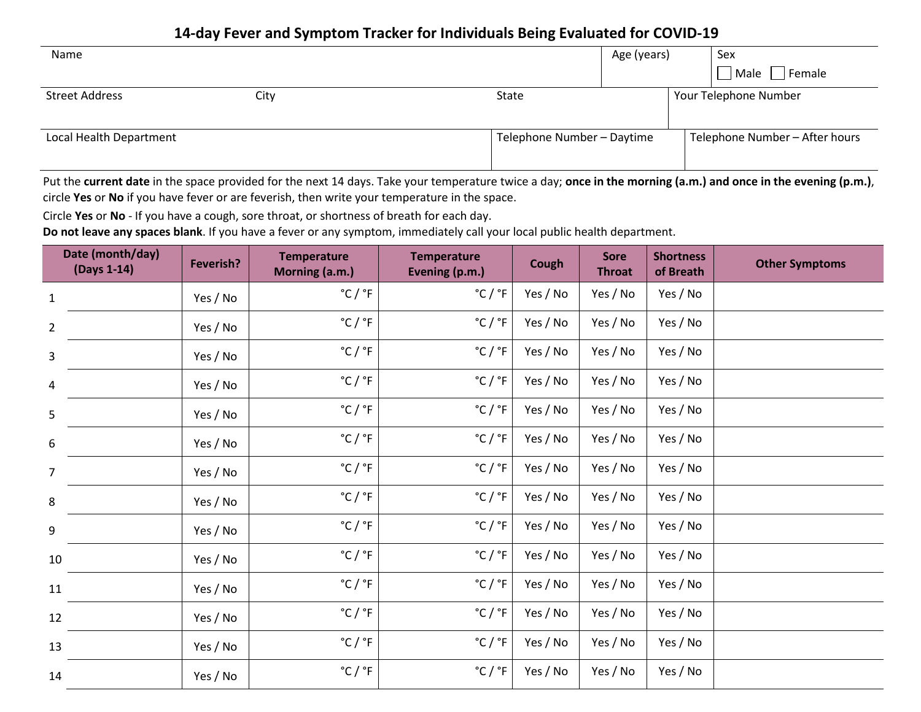# 14-day Fever and Symptom Tracker for Individuals Being Evaluated for COVID-19

| Name | Age (years) | Sex ☐ Male ☐ Female |
|---|---|---|
| | | |

| Street Address | City | State | Your Telephone Number |
|---|---|---|---|
| | | | |

| Local Health Department | Telephone Number – Daytime | Telephone Number – After hours |
|---|---|---|
| | | |

Put the **current date** in the space provided for the next 14 days. Take your temperature twice a day; **once in the morning (a.m.) and once in the evening (p.m.)**, circle **Yes** or **No** if you have fever or are feverish, then write your temperature in the space.

Circle **Yes** or **No** - If you have a cough, sore throat, or shortness of breath for each day.

**Do not leave any spaces blank**. If you have a fever or any symptom, immediately call your local public health department.

| Date (month/day) (Days 1-14) | Feverish? | Temperature Morning (a.m.) | Temperature Evening (p.m.) | Cough | Sore Throat | Shortness of Breath | Other Symptoms |
|---|---|---|---|---|---|---|---|
| 1 | Yes / No | °C / °F | °C / °F | Yes / No | Yes / No | Yes / No | |
| 2 | Yes / No | °C / °F | °C / °F | Yes / No | Yes / No | Yes / No | |
| 3 | Yes / No | °C / °F | °C / °F | Yes / No | Yes / No | Yes / No | |
| 4 | Yes / No | °C / °F | °C / °F | Yes / No | Yes / No | Yes / No | |
| 5 | Yes / No | °C / °F | °C / °F | Yes / No | Yes / No | Yes / No | |
| 6 | Yes / No | °C / °F | °C / °F | Yes / No | Yes / No | Yes / No | |
| 7 | Yes / No | °C / °F | °C / °F | Yes / No | Yes / No | Yes / No | |
| 8 | Yes / No | °C / °F | °C / °F | Yes / No | Yes / No | Yes / No | |
| 9 | Yes / No | °C / °F | °C / °F | Yes / No | Yes / No | Yes / No | |
| 10 | Yes / No | °C / °F | °C / °F | Yes / No | Yes / No | Yes / No | |
| 11 | Yes / No | °C / °F | °C / °F | Yes / No | Yes / No | Yes / No | |
| 12 | Yes / No | °C / °F | °C / °F | Yes / No | Yes / No | Yes / No | |
| 13 | Yes / No | °C / °F | °C / °F | Yes / No | Yes / No | Yes / No | |
| 14 | Yes / No | °C / °F | °C / °F | Yes / No | Yes / No | Yes / No | |